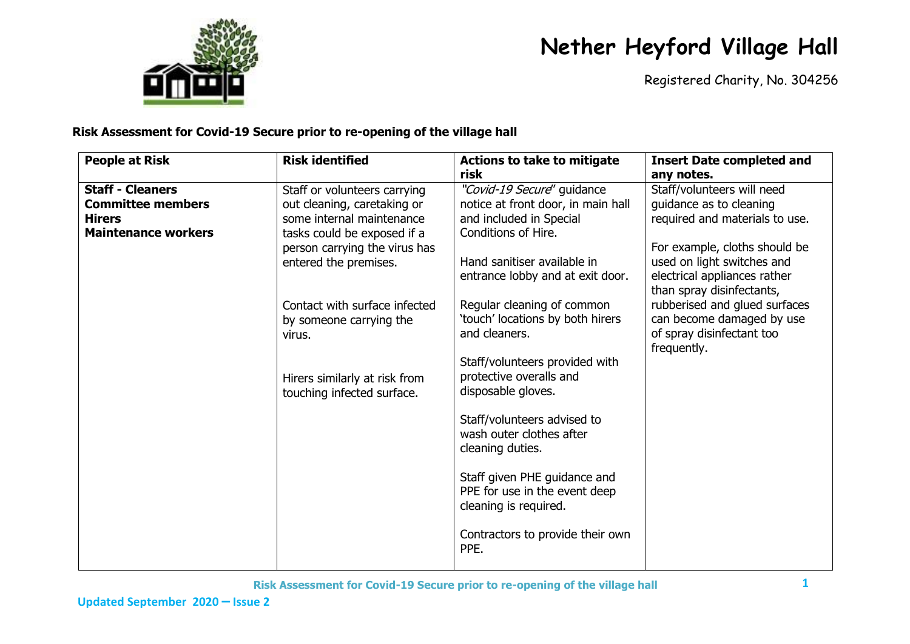# Nether Heyford Village Hall

Registered Charity, No. 304256

**Risk Assessment for Covid-19 Secure prior to re-opening of the village hall**

| People at Risk | Risk identified | Actions to take to mitigate risk | Insert Date completed and any notes. |
|---|---|---|---|
| **Staff - Cleaners**<br>**Committee members**<br>**Hirers**<br>**Maintenance workers** | Staff or volunteers carrying out cleaning, caretaking or some internal maintenance tasks could be exposed if a person carrying the virus has entered the premises.<br><br>Contact with surface infected by someone carrying the virus.<br><br>Hirers similarly at risk from touching infected surface. | "*Covid-19 Secure*" guidance notice at front door, in main hall and included in Special Conditions of Hire.<br><br>Hand sanitiser available in entrance lobby and at exit door.<br><br>Regular cleaning of common 'touch' locations by both hirers and cleaners.<br><br>Staff/volunteers provided with protective overalls and disposable gloves.<br><br>Staff/volunteers advised to wash outer clothes after cleaning duties.<br><br>Staff given PHE guidance and PPE for use in the event deep cleaning is required.<br><br>Contractors to provide their own PPE. | Staff/volunteers will need guidance as to cleaning required and materials to use.<br><br>For example, cloths should be used on light switches and electrical appliances rather than spray disinfectants, rubberised and glued surfaces can become damaged by use of spray disinfectant too frequently. |

Updated September 2020 – Issue 2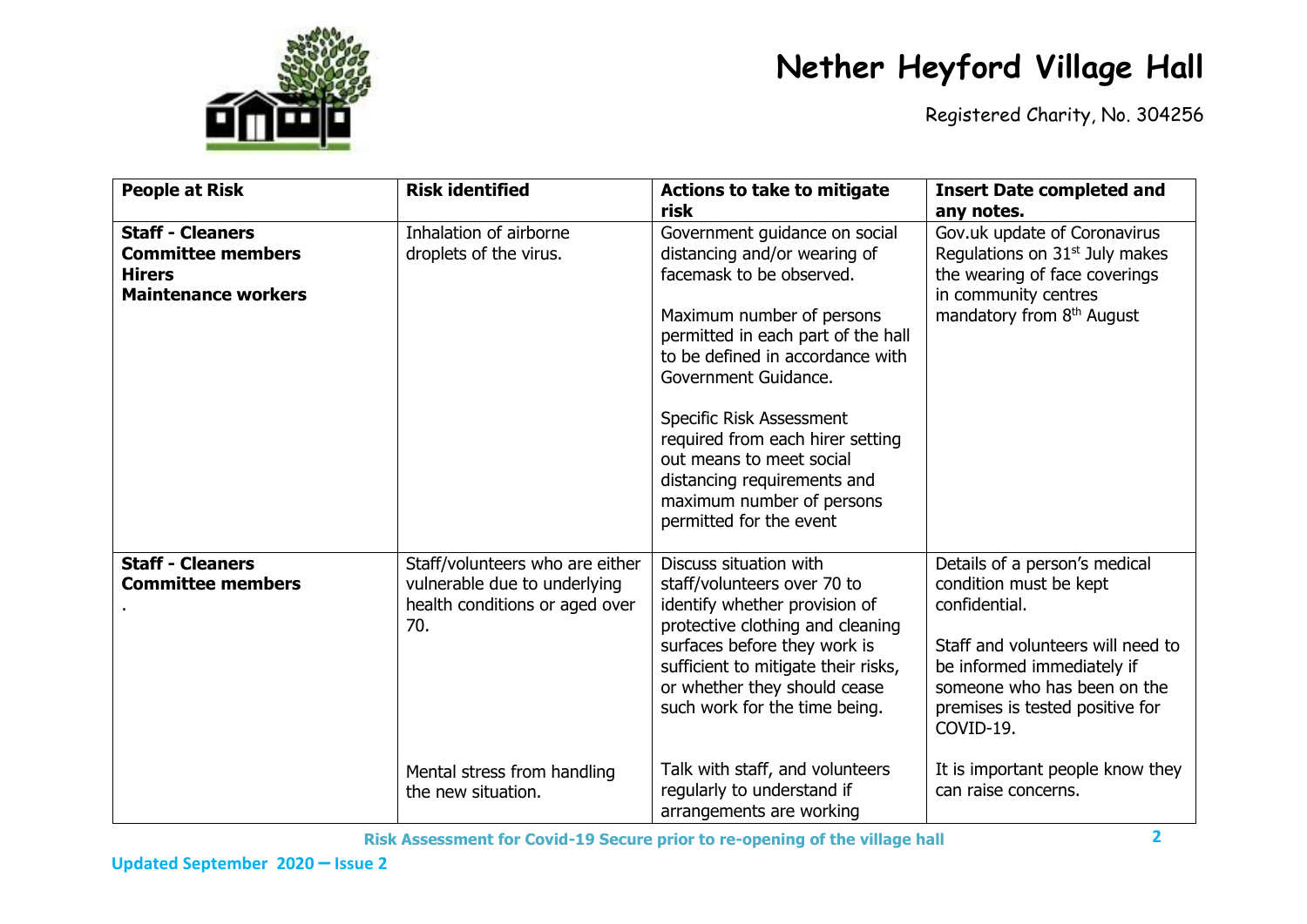# Nether Heyford Village Hall

Registered Charity, No. 304256

| People at Risk | Risk identified | Actions to take to mitigate risk | Insert Date completed and any notes. |
|---|---|---|---|
| **Staff - Cleaners**<br>**Committee members**<br>**Hirers**<br>**Maintenance workers** | Inhalation of airborne droplets of the virus. | Government guidance on social distancing and/or wearing of facemask to be observed.<br><br>Maximum number of persons permitted in each part of the hall to be defined in accordance with Government Guidance.<br><br>Specific Risk Assessment required from each hirer setting out means to meet social distancing requirements and maximum number of persons permitted for the event | Gov.uk update of Coronavirus Regulations on 31st July makes the wearing of face coverings in community centres mandatory from 8th August |
| **Staff - Cleaners**<br>**Committee members**<br>. | Staff/volunteers who are either vulnerable due to underlying health conditions or aged over 70. | Discuss situation with staff/volunteers over 70 to identify whether provision of protective clothing and cleaning surfaces before they work is sufficient to mitigate their risks, or whether they should cease such work for the time being. | Details of a person's medical condition must be kept confidential.<br><br>Staff and volunteers will need to be informed immediately if someone who has been on the premises is tested positive for COVID-19. |
| | Mental stress from handling the new situation. | Talk with staff, and volunteers regularly to understand if arrangements are working | It is important people know they can raise concerns. |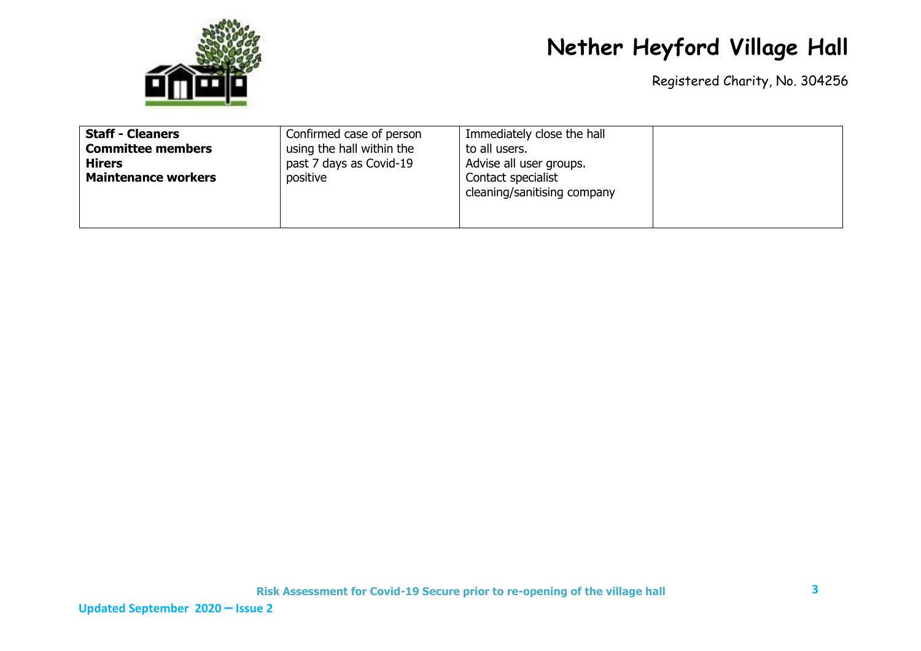| **Staff - Cleaners**<br>**Committee members**<br>**Hirers**<br>**Maintenance workers** | Confirmed case of person using the hall within the past 7 days as Covid-19 positive | Immediately close the hall to all users.<br>Advise all user groups.<br>Contact specialist cleaning/sanitising company | |
|---|---|---|---|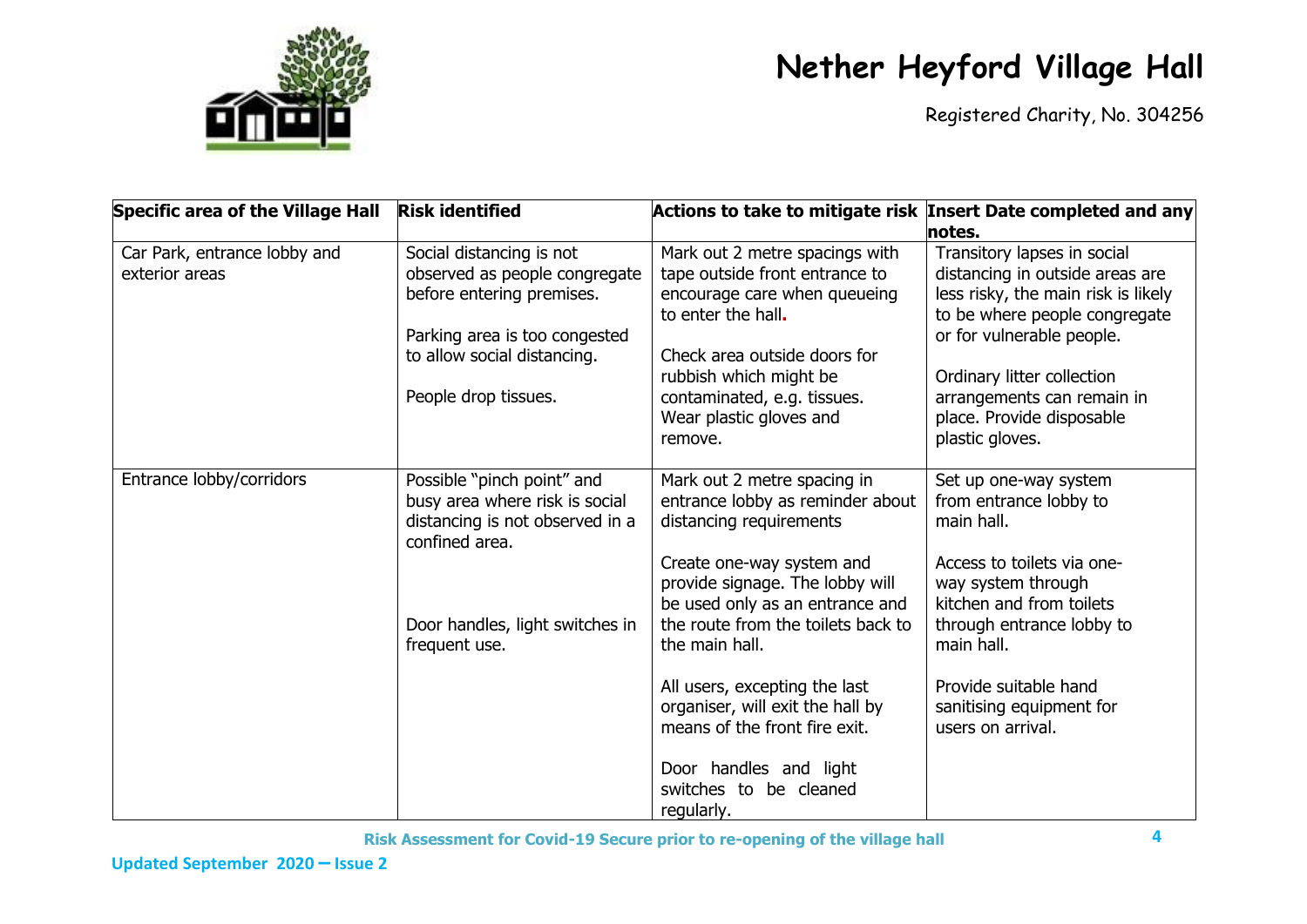| Specific area of the Village Hall | Risk identified | Actions to take to mitigate risk | Insert Date completed and any notes. |
|---|---|---|---|
| Car Park, entrance lobby and exterior areas | Social distancing is not observed as people congregate before entering premises.<br><br>Parking area is too congested to allow social distancing.<br><br>People drop tissues. | Mark out 2 metre spacings with tape outside front entrance to encourage care when queueing to enter the hall.<br><br>Check area outside doors for rubbish which might be contaminated, e.g. tissues. Wear plastic gloves and remove. | Transitory lapses in social distancing in outside areas are less risky, the main risk is likely to be where people congregate or for vulnerable people.<br><br>Ordinary litter collection arrangements can remain in place. Provide disposable plastic gloves. |
| Entrance lobby/corridors | Possible "pinch point" and busy area where risk is social distancing is not observed in a confined area.<br><br>Door handles, light switches in frequent use. | Mark out 2 metre spacing in entrance lobby as reminder about distancing requirements<br><br>Create one-way system and provide signage. The lobby will be used only as an entrance and the route from the toilets back to the main hall.<br><br>All users, excepting the last organiser, will exit the hall by means of the front fire exit.<br><br>Door handles and light switches to be cleaned regularly. | Set up one-way system from entrance lobby to main hall.<br><br>Access to toilets via one-way system through kitchen and from toilets through entrance lobby to main hall.<br><br>Provide suitable hand sanitising equipment for users on arrival. |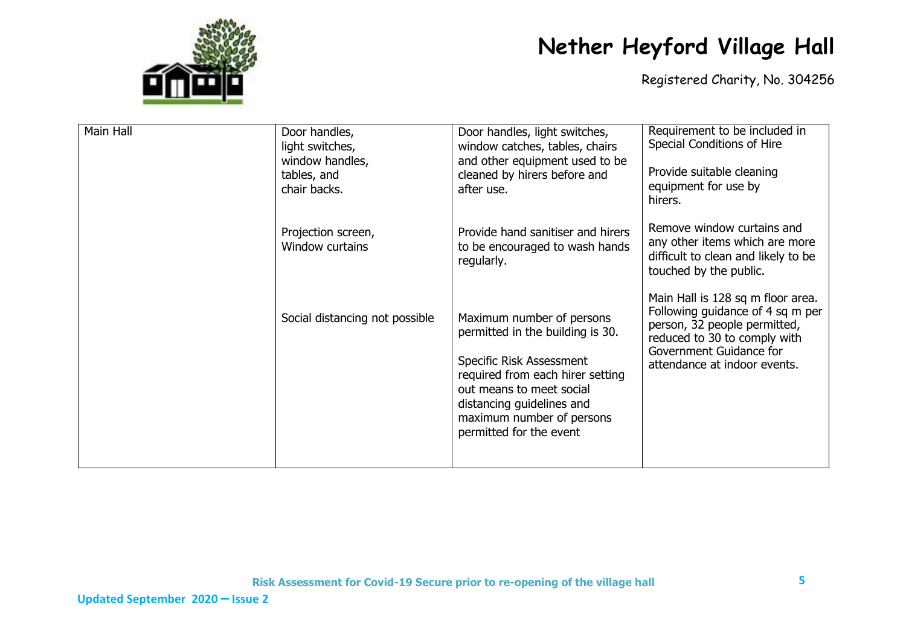| Main Hall | Door handles, light switches, window handles, tables, and chair backs. | Door handles, light switches, window catches, tables, chairs and other equipment used to be cleaned by hirers before and after use. | Requirement to be included in Special Conditions of Hire<br><br>Provide suitable cleaning equipment for use by hirers. |
|---|---|---|---|
| | Projection screen, Window curtains | Provide hand sanitiser and hirers to be encouraged to wash hands regularly. | Remove window curtains and any other items which are more difficult to clean and likely to be touched by the public. |
| | Social distancing not possible | Maximum number of persons permitted in the building is 30.<br><br>Specific Risk Assessment required from each hirer setting out means to meet social distancing guidelines and maximum number of persons permitted for the event | Main Hall is 128 sq m floor area. Following guidance of 4 sq m per person, 32 people permitted, reduced to 30 to comply with Government Guidance for attendance at indoor events. |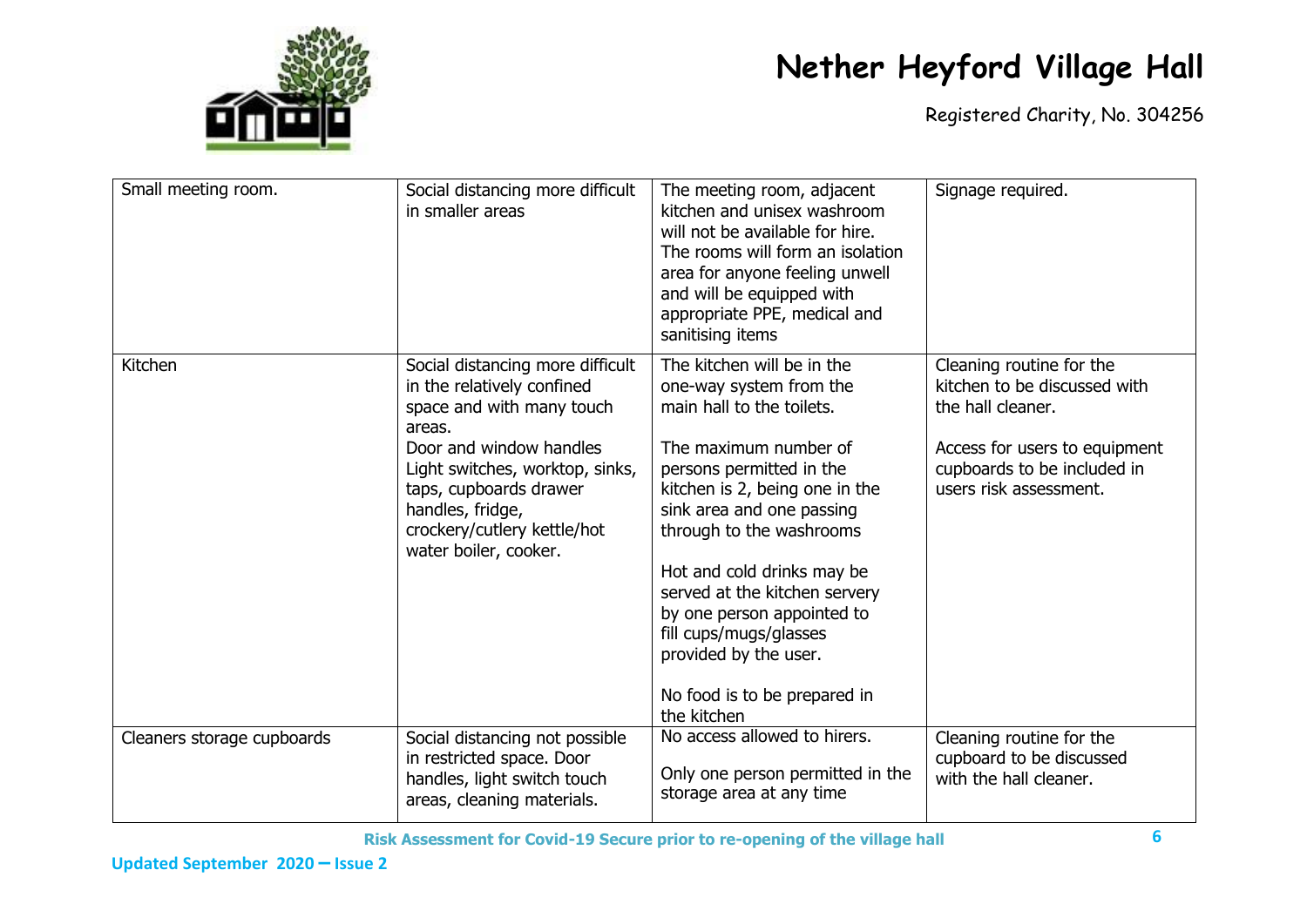| Small meeting room. | Social distancing more difficult in smaller areas | The meeting room, adjacent kitchen and unisex washroom will not be available for hire. The rooms will form an isolation area for anyone feeling unwell and will be equipped with appropriate PPE, medical and sanitising items | Signage required. |
|---|---|---|---|
| Kitchen | Social distancing more difficult in the relatively confined space and with many touch areas.<br>Door and window handles Light switches, worktop, sinks, taps, cupboards drawer handles, fridge, crockery/cutlery kettle/hot water boiler, cooker. | The kitchen will be in the one-way system from the main hall to the toilets.<br><br>The maximum number of persons permitted in the kitchen is 2, being one in the sink area and one passing through to the washrooms<br><br>Hot and cold drinks may be served at the kitchen servery by one person appointed to fill cups/mugs/glasses provided by the user.<br><br>No food is to be prepared in the kitchen | Cleaning routine for the kitchen to be discussed with the hall cleaner.<br><br>Access for users to equipment cupboards to be included in users risk assessment. |
| Cleaners storage cupboards | Social distancing not possible in restricted space. Door handles, light switch touch areas, cleaning materials. | No access allowed to hirers.<br><br>Only one person permitted in the storage area at any time | Cleaning routine for the cupboard to be discussed with the hall cleaner. |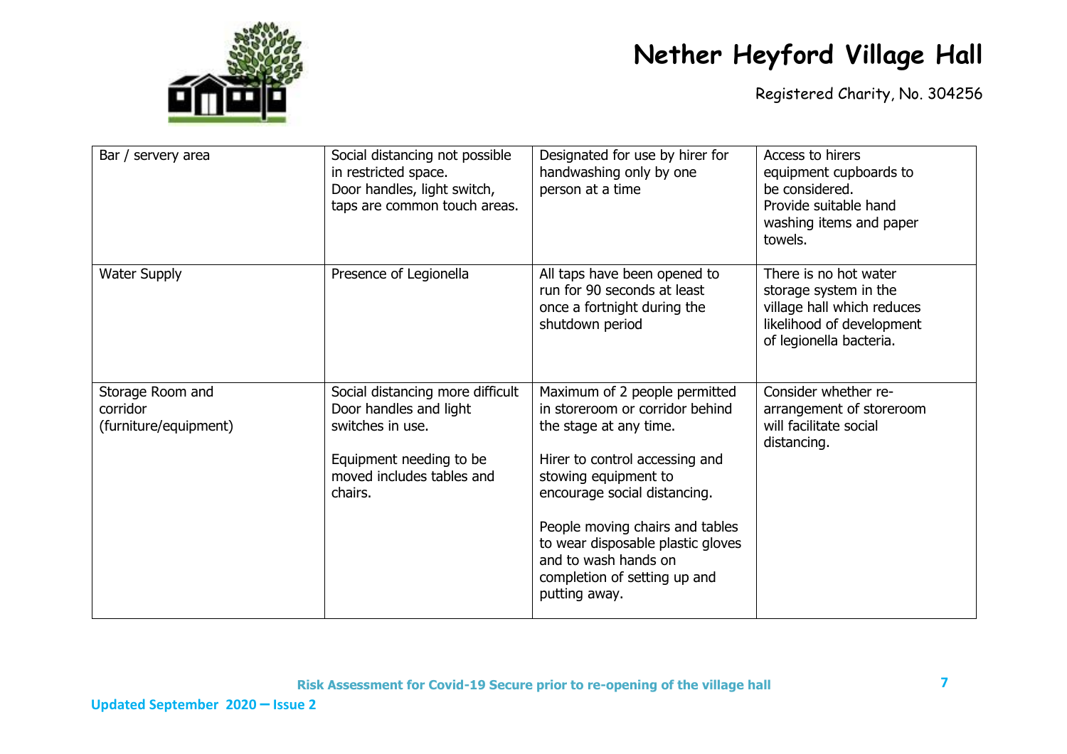| Bar / servery area | Social distancing not possible in restricted space.<br>Door handles, light switch, taps are common touch areas. | Designated for use by hirer for handwashing only by one person at a time | Access to hirers equipment cupboards to be considered.<br>Provide suitable hand washing items and paper towels. |
|---|---|---|---|
| Water Supply | Presence of Legionella | All taps have been opened to run for 90 seconds at least once a fortnight during the shutdown period | There is no hot water storage system in the village hall which reduces likelihood of development of legionella bacteria. |
| Storage Room and corridor (furniture/equipment) | Social distancing more difficult Door handles and light switches in use.<br><br>Equipment needing to be moved includes tables and chairs. | Maximum of 2 people permitted in storeroom or corridor behind the stage at any time.<br><br>Hirer to control accessing and stowing equipment to encourage social distancing.<br><br>People moving chairs and tables to wear disposable plastic gloves and to wash hands on completion of setting up and putting away. | Consider whether re-arrangement of storeroom will facilitate social distancing. |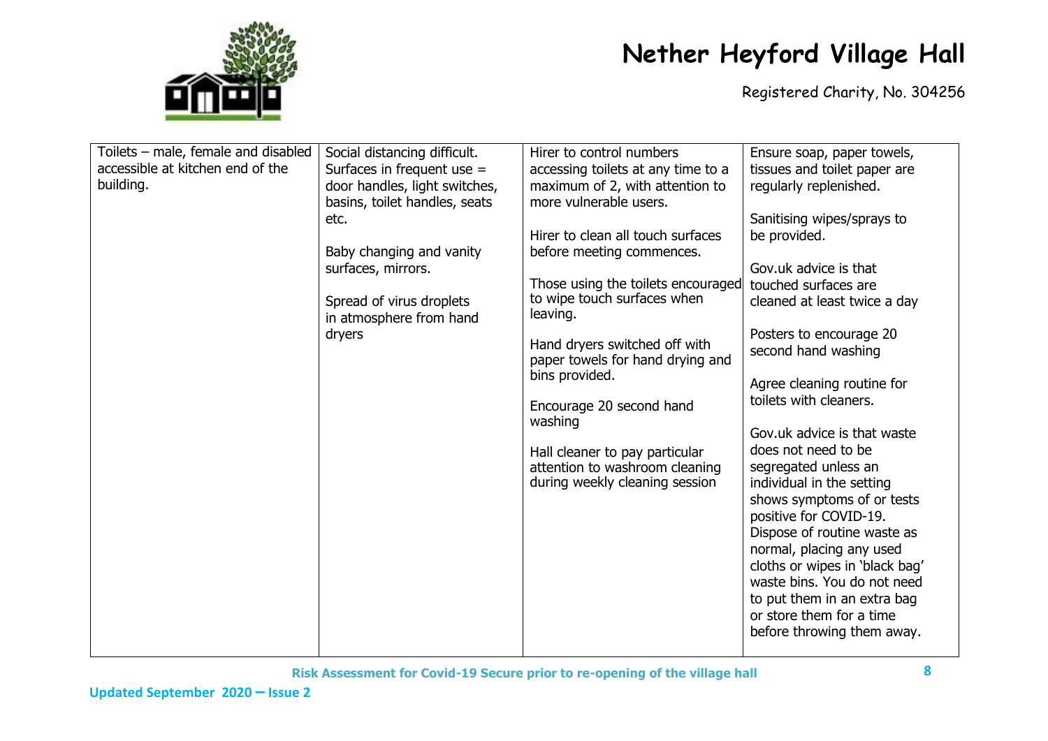| Toilets – male, female and disabled accessible at kitchen end of the building. | Social distancing difficult. Surfaces in frequent use = door handles, light switches, basins, toilet handles, seats etc.<br><br>Baby changing and vanity surfaces, mirrors.<br><br>Spread of virus droplets in atmosphere from hand dryers | Hirer to control numbers accessing toilets at any time to a maximum of 2, with attention to more vulnerable users.<br><br>Hirer to clean all touch surfaces before meeting commences.<br><br>Those using the toilets encouraged to wipe touch surfaces when leaving.<br><br>Hand dryers switched off with paper towels for hand drying and bins provided.<br><br>Encourage 20 second hand washing<br><br>Hall cleaner to pay particular attention to washroom cleaning during weekly cleaning session | Ensure soap, paper towels, tissues and toilet paper are regularly replenished.<br><br>Sanitising wipes/sprays to be provided.<br><br>Gov.uk advice is that touched surfaces are cleaned at least twice a day<br><br>Posters to encourage 20 second hand washing<br><br>Agree cleaning routine for toilets with cleaners.<br><br>Gov.uk advice is that waste does not need to be segregated unless an individual in the setting shows symptoms of or tests positive for COVID-19. Dispose of routine waste as normal, placing any used cloths or wipes in 'black bag' waste bins. You do not need to put them in an extra bag or store them for a time before throwing them away. |
|---|---|---|---|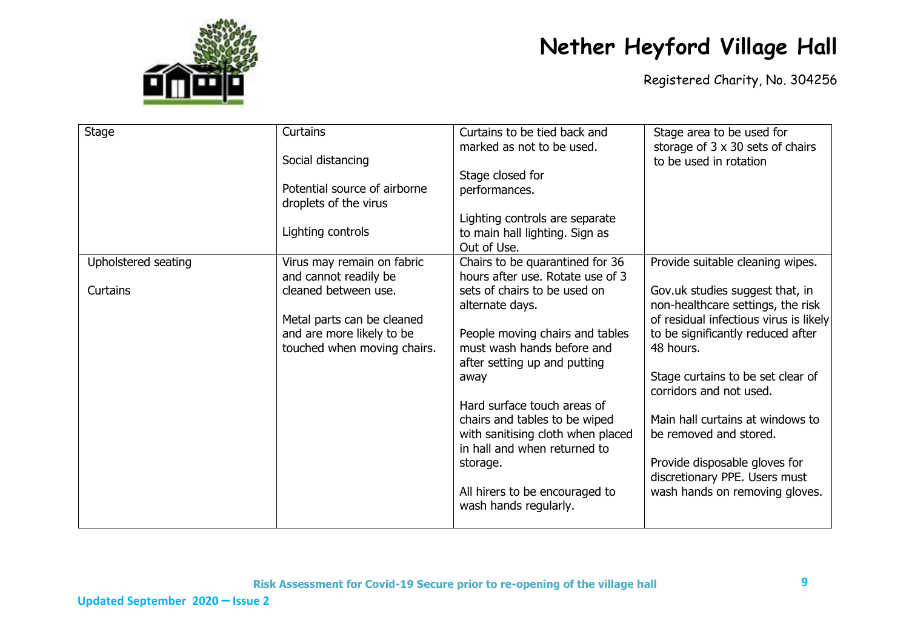| Stage | Curtains<br><br>Social distancing<br><br>Potential source of airborne droplets of the virus<br><br>Lighting controls | Curtains to be tied back and marked as not to be used.<br><br>Stage closed for performances.<br><br>Lighting controls are separate to main hall lighting. Sign as Out of Use. | Stage area to be used for storage of 3 x 30 sets of chairs to be used in rotation |
|---|---|---|---|
| Upholstered seating<br><br>Curtains | Virus may remain on fabric and cannot readily be cleaned between use.<br><br>Metal parts can be cleaned and are more likely to be touched when moving chairs. | Chairs to be quarantined for 36 hours after use. Rotate use of 3 sets of chairs to be used on alternate days.<br><br>People moving chairs and tables must wash hands before and after setting up and putting away<br><br>Hard surface touch areas of chairs and tables to be wiped with sanitising cloth when placed in hall and when returned to storage.<br><br>All hirers to be encouraged to wash hands regularly. | Provide suitable cleaning wipes.<br><br>Gov.uk studies suggest that, in non-healthcare settings, the risk of residual infectious virus is likely to be significantly reduced after 48 hours.<br><br>Stage curtains to be set clear of corridors and not used.<br><br>Main hall curtains at windows to be removed and stored.<br><br>Provide disposable gloves for discretionary PPE. Users must wash hands on removing gloves. |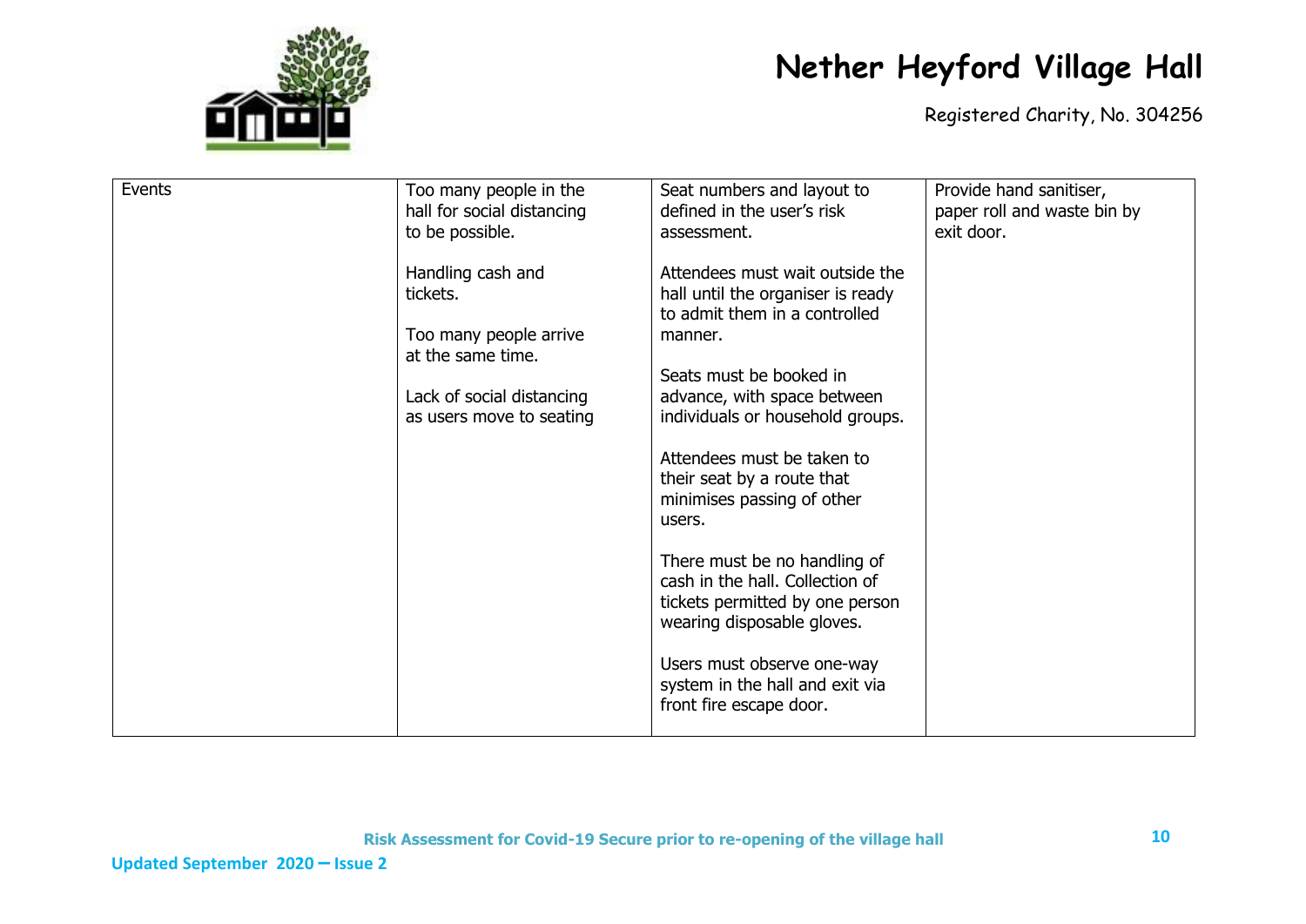| Events | Too many people in the hall for social distancing to be possible.<br><br>Handling cash and tickets.<br><br>Too many people arrive at the same time.<br><br>Lack of social distancing as users move to seating | Seat numbers and layout to defined in the user's risk assessment.<br><br>Attendees must wait outside the hall until the organiser is ready to admit them in a controlled manner.<br><br>Seats must be booked in advance, with space between individuals or household groups.<br><br>Attendees must be taken to their seat by a route that minimises passing of other users.<br><br>There must be no handling of cash in the hall. Collection of tickets permitted by one person wearing disposable gloves.<br><br>Users must observe one-way system in the hall and exit via front fire escape door. | Provide hand sanitiser, paper roll and waste bin by exit door. |
|---|---|---|---|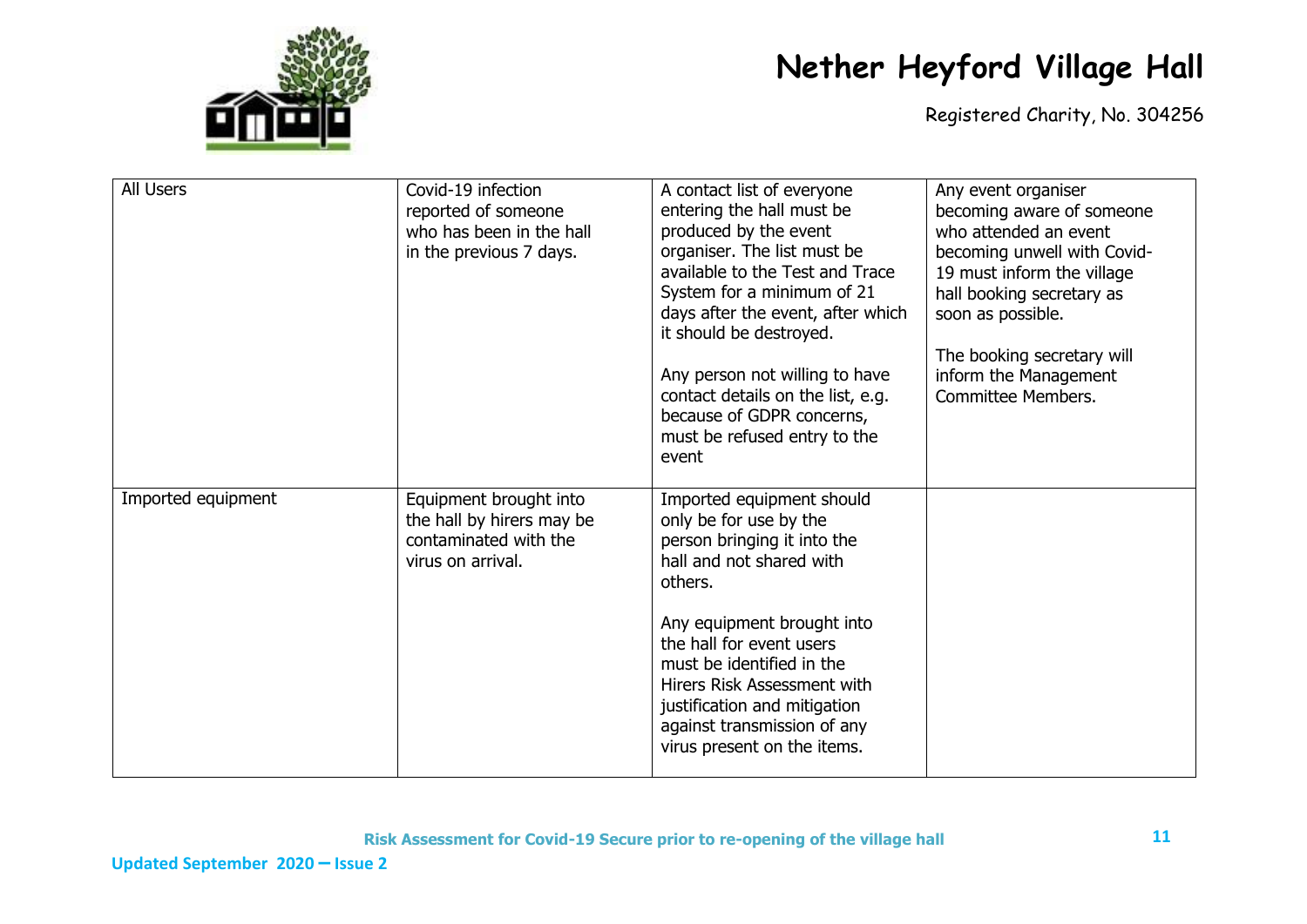| | | | |
|---|---|---|---|
| All Users | Covid-19 infection reported of someone who has been in the hall in the previous 7 days. | A contact list of everyone entering the hall must be produced by the event organiser. The list must be available to the Test and Trace System for a minimum of 21 days after the event, after which it should be destroyed.<br><br>Any person not willing to have contact details on the list, e.g. because of GDPR concerns, must be refused entry to the event | Any event organiser becoming aware of someone who attended an event becoming unwell with Covid-19 must inform the village hall booking secretary as soon as possible.<br><br>The booking secretary will inform the Management Committee Members. |
| Imported equipment | Equipment brought into the hall by hirers may be contaminated with the virus on arrival. | Imported equipment should only be for use by the person bringing it into the hall and not shared with others.<br><br>Any equipment brought into the hall for event users must be identified in the Hirers Risk Assessment with justification and mitigation against transmission of any virus present on the items. | |